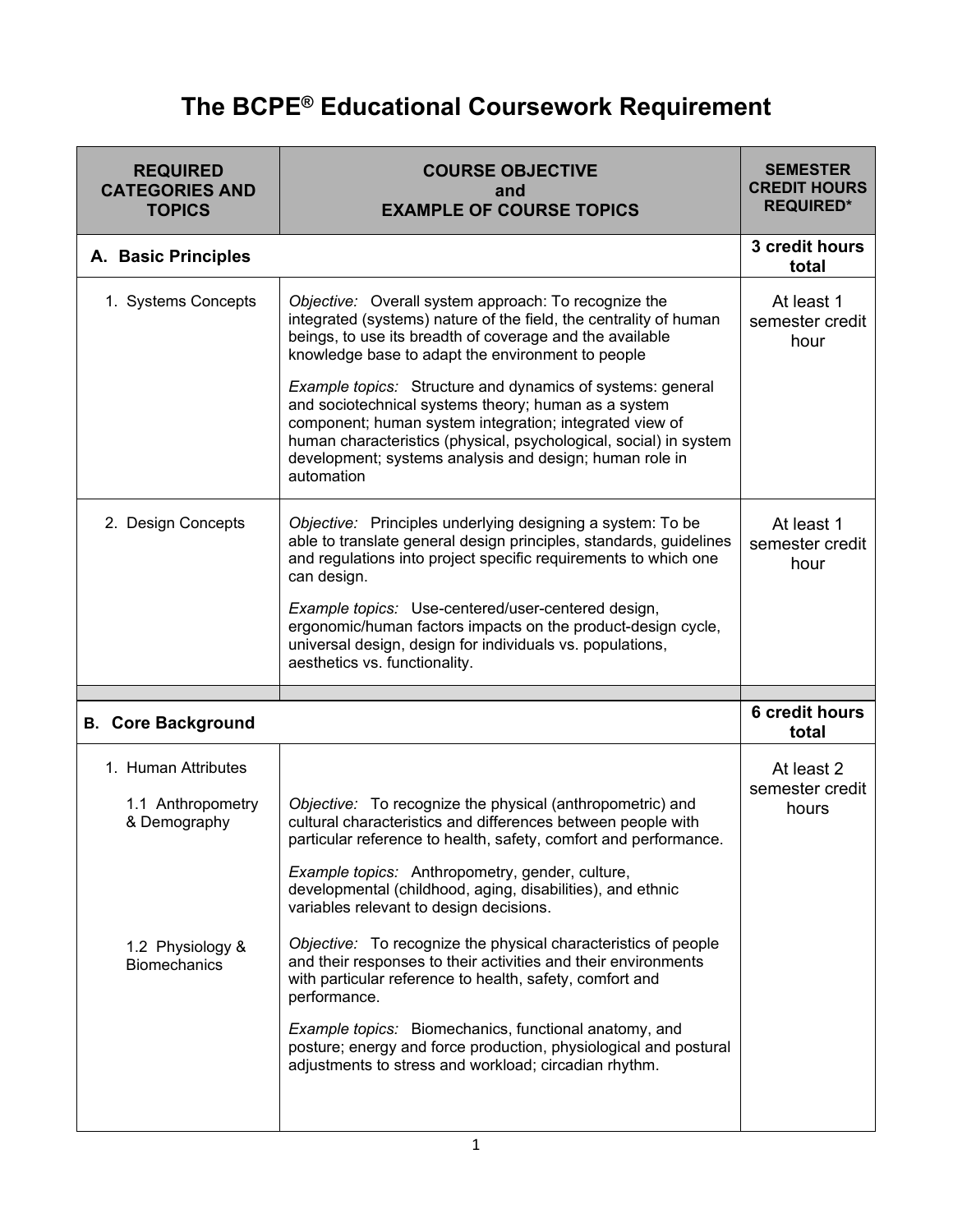# The BCPE® Educational Coursework Requirement

| REQUIRED CATEGORIES AND TOPICS | COURSE OBJECTIVE and EXAMPLE OF COURSE TOPICS | SEMESTER CREDIT HOURS REQUIRED* |
|---|---|---|
| **A. Basic Principles** | | **3 credit hours total** |
| 1. Systems Concepts | *Objective:* Overall system approach: To recognize the integrated (systems) nature of the field, the centrality of human beings, to use its breadth of coverage and the available knowledge base to adapt the environment to people<br><br>*Example topics:* Structure and dynamics of systems: general and sociotechnical systems theory; human as a system component; human system integration; integrated view of human characteristics (physical, psychological, social) in system development; systems analysis and design; human role in automation | At least 1 semester credit hour |
| 2. Design Concepts | *Objective:* Principles underlying designing a system: To be able to translate general design principles, standards, guidelines and regulations into project specific requirements to which one can design.<br><br>*Example topics:* Use-centered/user-centered design, ergonomic/human factors impacts on the product-design cycle, universal design, design for individuals vs. populations, aesthetics vs. functionality. | At least 1 semester credit hour |
| | | |
| **B. Core Background** | | **6 credit hours total** |
| 1. Human Attributes<br><br>1.1 Anthropometry & Demography | *Objective:* To recognize the physical (anthropometric) and cultural characteristics and differences between people with particular reference to health, safety, comfort and performance.<br><br>*Example topics:* Anthropometry, gender, culture, developmental (childhood, aging, disabilities), and ethnic variables relevant to design decisions. | At least 2 semester credit hours |
| 1.2 Physiology & Biomechanics | *Objective:* To recognize the physical characteristics of people and their responses to their activities and their environments with particular reference to health, safety, comfort and performance.<br><br>*Example topics:* Biomechanics, functional anatomy, and posture; energy and force production, physiological and postural adjustments to stress and workload; circadian rhythm. | |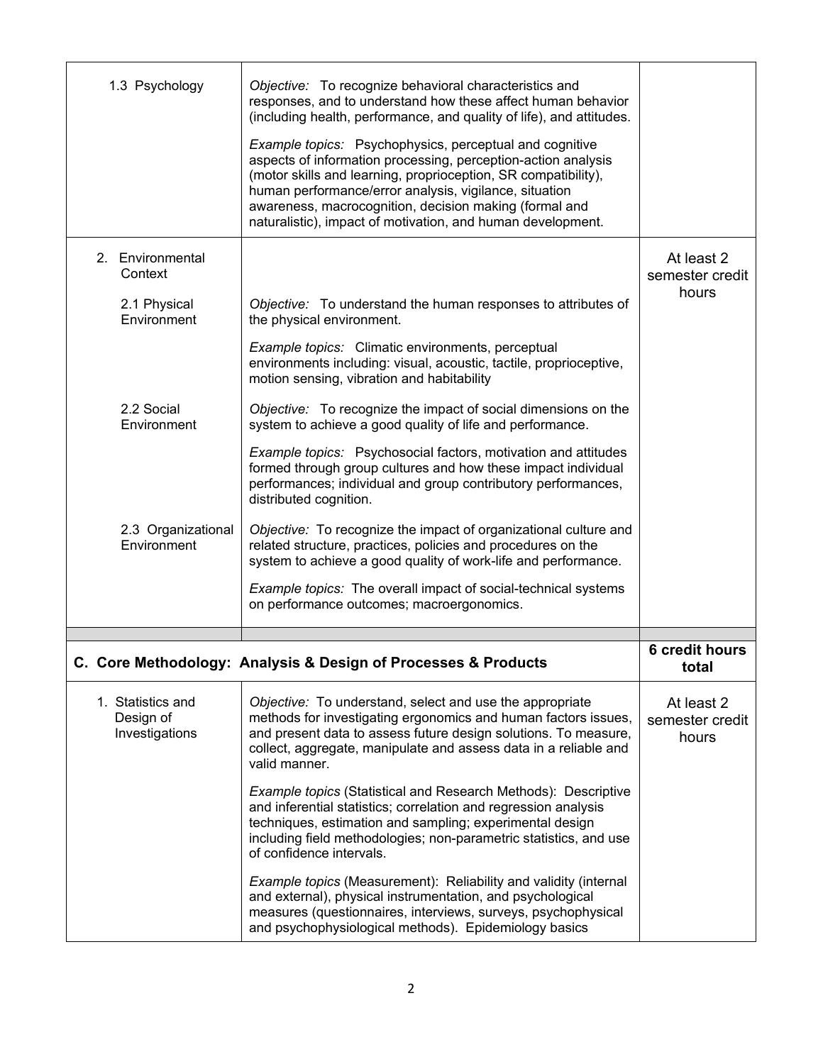| | | |
|---|---|---|
| 1.3 Psychology | *Objective:* To recognize behavioral characteristics and responses, and to understand how these affect human behavior (including health, performance, and quality of life), and attitudes.<br><br>*Example topics:* Psychophysics, perceptual and cognitive aspects of information processing, perception-action analysis (motor skills and learning, proprioception, SR compatibility), human performance/error analysis, vigilance, situation awareness, macrocognition, decision making (formal and naturalistic), impact of motivation, and human development. | |
| 2. Environmental Context | | At least 2 semester credit hours |
| 2.1 Physical Environment | *Objective:* To understand the human responses to attributes of the physical environment.<br><br>*Example topics:* Climatic environments, perceptual environments including: visual, acoustic, tactile, proprioceptive, motion sensing, vibration and habitability | |
| 2.2 Social Environment | *Objective:* To recognize the impact of social dimensions on the system to achieve a good quality of life and performance.<br><br>*Example topics:* Psychosocial factors, motivation and attitudes formed through group cultures and how these impact individual performances; individual and group contributory performances, distributed cognition. | |
| 2.3 Organizational Environment | *Objective:* To recognize the impact of organizational culture and related structure, practices, policies and procedures on the system to achieve a good quality of work-life and performance.<br><br>*Example topics:* The overall impact of social-technical systems on performance outcomes; macroergonomics. | |
| | | |
| **C. Core Methodology: Analysis & Design of Processes & Products** | | **6 credit hours total** |
| 1. Statistics and Design of Investigations | *Objective:* To understand, select and use the appropriate methods for investigating ergonomics and human factors issues, and present data to assess future design solutions. To measure, collect, aggregate, manipulate and assess data in a reliable and valid manner.<br><br>*Example topics* (Statistical and Research Methods): Descriptive and inferential statistics; correlation and regression analysis techniques, estimation and sampling; experimental design including field methodologies; non-parametric statistics, and use of confidence intervals.<br><br>*Example topics* (Measurement): Reliability and validity (internal and external), physical instrumentation, and psychological measures (questionnaires, interviews, surveys, psychophysical and psychophysiological methods). Epidemiology basics | At least 2 semester credit hours |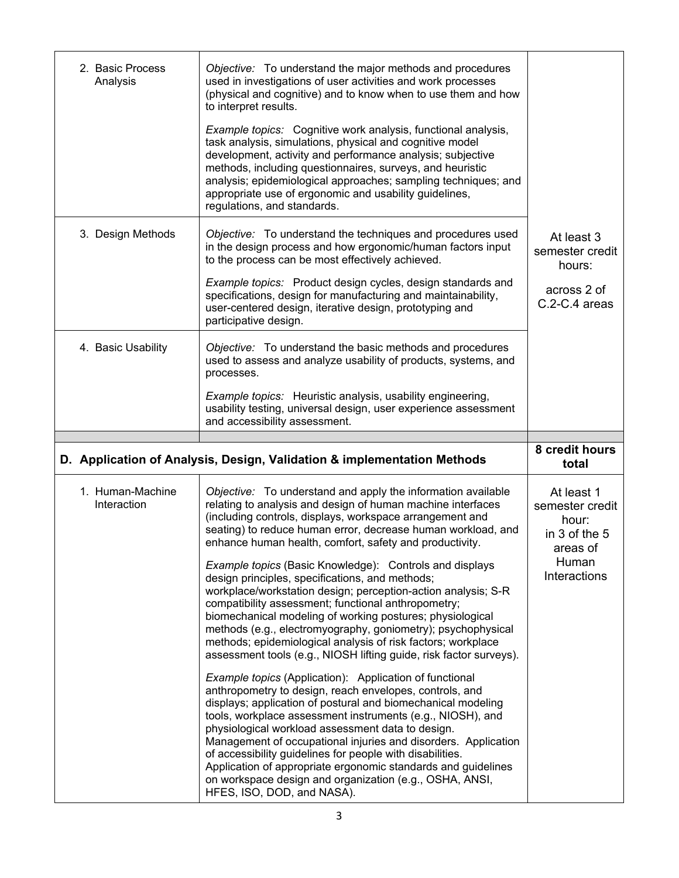| | | |
|---|---|---|
| 2. Basic Process Analysis | *Objective:* To understand the major methods and procedures used in investigations of user activities and work processes (physical and cognitive) and to know when to use them and how to interpret results.<br><br>*Example topics:* Cognitive work analysis, functional analysis, task analysis, simulations, physical and cognitive model development, activity and performance analysis; subjective methods, including questionnaires, surveys, and heuristic analysis; epidemiological approaches; sampling techniques; and appropriate use of ergonomic and usability guidelines, regulations, and standards. | At least 3 semester credit hours:<br><br>across 2 of C.2-C.4 areas |
| 3. Design Methods | *Objective:* To understand the techniques and procedures used in the design process and how ergonomic/human factors input to the process can be most effectively achieved.<br><br>*Example topics:* Product design cycles, design standards and specifications, design for manufacturing and maintainability, user-centered design, iterative design, prototyping and participative design. | |
| 4. Basic Usability | *Objective:* To understand the basic methods and procedures used to assess and analyze usability of products, systems, and processes.<br><br>*Example topics:* Heuristic analysis, usability engineering, usability testing, universal design, user experience assessment and accessibility assessment. | |
| | | |
| **D. Application of Analysis, Design, Validation & implementation Methods** | | **8 credit hours total** |
| 1. Human-Machine Interaction | *Objective:* To understand and apply the information available relating to analysis and design of human machine interfaces (including controls, displays, workspace arrangement and seating) to reduce human error, decrease human workload, and enhance human health, comfort, safety and productivity.<br><br>*Example topics* (Basic Knowledge): Controls and displays design principles, specifications, and methods; workplace/workstation design; perception-action analysis; S-R compatibility assessment; functional anthropometry; biomechanical modeling of working postures; physiological methods (e.g., electromyography, goniometry); psychophysical methods; epidemiological analysis of risk factors; workplace assessment tools (e.g., NIOSH lifting guide, risk factor surveys).<br><br>*Example topics* (Application): Application of functional anthropometry to design, reach envelopes, controls, and displays; application of postural and biomechanical modeling tools, workplace assessment instruments (e.g., NIOSH), and physiological workload assessment data to design. Management of occupational injuries and disorders. Application of accessibility guidelines for people with disabilities. Application of appropriate ergonomic standards and guidelines on workspace design and organization (e.g., OSHA, ANSI, HFES, ISO, DOD, and NASA). | At least 1 semester credit hour:<br>in 3 of the 5 areas of Human Interactions |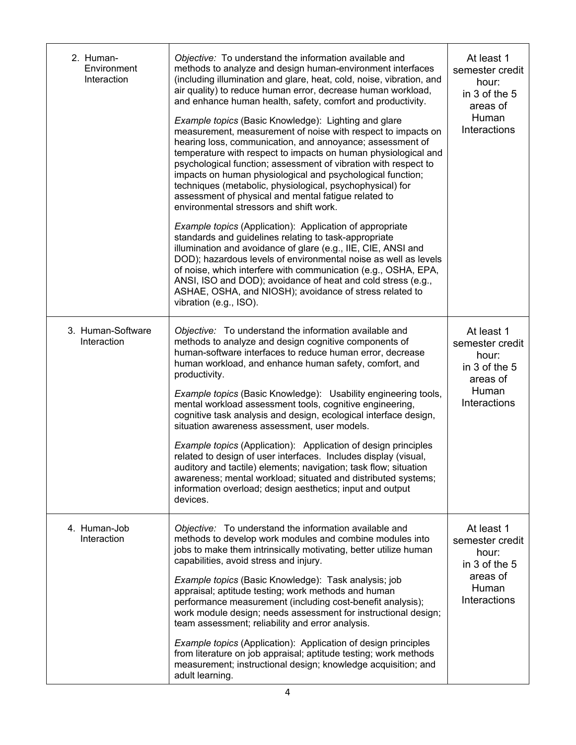| | | |
|---|---|---|
| 2. Human-Environment Interaction | *Objective:* To understand the information available and methods to analyze and design human-environment interfaces (including illumination and glare, heat, cold, noise, vibration, and air quality) to reduce human error, decrease human workload, and enhance human health, safety, comfort and productivity.<br><br>*Example topics* (Basic Knowledge): Lighting and glare measurement, measurement of noise with respect to impacts on hearing loss, communication, and annoyance; assessment of temperature with respect to impacts on human physiological and psychological function; assessment of vibration with respect to impacts on human physiological and psychological function; techniques (metabolic, physiological, psychophysical) for assessment of physical and mental fatigue related to environmental stressors and shift work.<br><br>*Example topics* (Application): Application of appropriate standards and guidelines relating to task-appropriate illumination and avoidance of glare (e.g., IIE, CIE, ANSI and DOD); hazardous levels of environmental noise as well as levels of noise, which interfere with communication (e.g., OSHA, EPA, ANSI, ISO and DOD); avoidance of heat and cold stress (e.g., ASHAE, OSHA, and NIOSH); avoidance of stress related to vibration (e.g., ISO). | At least 1 semester credit hour: in 3 of the 5 areas of Human Interactions |
| 3. Human-Software Interaction | *Objective:* To understand the information available and methods to analyze and design cognitive components of human-software interfaces to reduce human error, decrease human workload, and enhance human safety, comfort, and productivity.<br><br>*Example topics* (Basic Knowledge): Usability engineering tools, mental workload assessment tools, cognitive engineering, cognitive task analysis and design, ecological interface design, situation awareness assessment, user models.<br><br>*Example topics* (Application): Application of design principles related to design of user interfaces. Includes display (visual, auditory and tactile) elements; navigation; task flow; situation awareness; mental workload; situated and distributed systems; information overload; design aesthetics; input and output devices. | At least 1 semester credit hour: in 3 of the 5 areas of Human Interactions |
| 4. Human-Job Interaction | *Objective:* To understand the information available and methods to develop work modules and combine modules into jobs to make them intrinsically motivating, better utilize human capabilities, avoid stress and injury.<br><br>*Example topics* (Basic Knowledge): Task analysis; job appraisal; aptitude testing; work methods and human performance measurement (including cost-benefit analysis); work module design; needs assessment for instructional design; team assessment; reliability and error analysis.<br><br>*Example topics* (Application): Application of design principles from literature on job appraisal; aptitude testing; work methods measurement; instructional design; knowledge acquisition; and adult learning. | At least 1 semester credit hour: in 3 of the 5 areas of Human Interactions |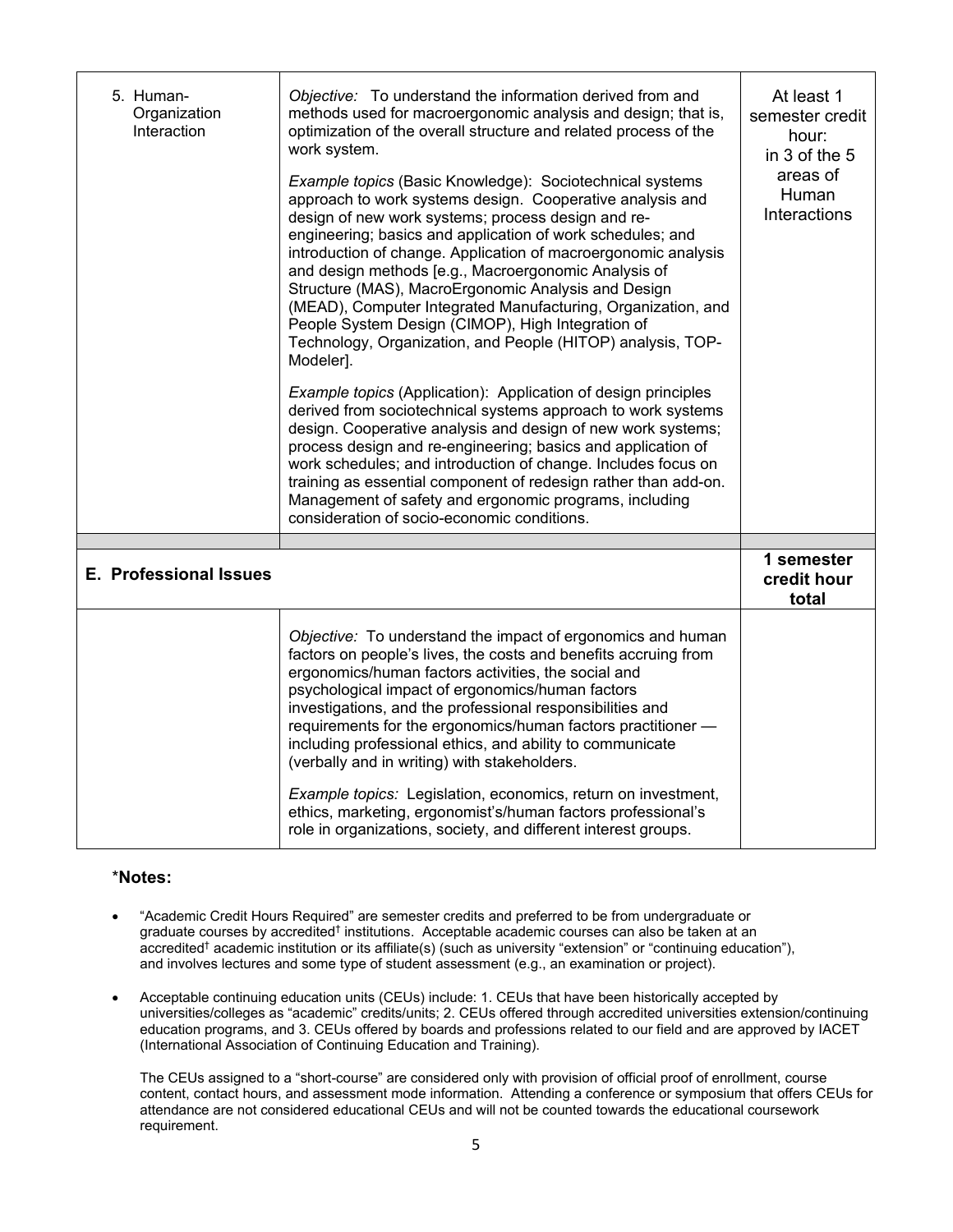| | | |
|---|---|---|
| 5. Human-Organization Interaction | *Objective:* To understand the information derived from and methods used for macroergonomic analysis and design; that is, optimization of the overall structure and related process of the work system.<br><br>*Example topics* (Basic Knowledge): Sociotechnical systems approach to work systems design. Cooperative analysis and design of new work systems; process design and re-engineering; basics and application of work schedules; and introduction of change. Application of macroergonomic analysis and design methods [e.g., Macroergonomic Analysis of Structure (MAS), MacroErgonomic Analysis and Design (MEAD), Computer Integrated Manufacturing, Organization, and People System Design (CIMOP), High Integration of Technology, Organization, and People (HITOP) analysis, TOP-Modeler].<br><br>*Example topics* (Application): Application of design principles derived from sociotechnical systems approach to work systems design. Cooperative analysis and design of new work systems; process design and re-engineering; basics and application of work schedules; and introduction of change. Includes focus on training as essential component of redesign rather than add-on. Management of safety and ergonomic programs, including consideration of socio-economic conditions. | At least 1 semester credit hour: in 3 of the 5 areas of Human Interactions |
| | | |
| **E. Professional Issues** | | **1 semester credit hour total** |
| | *Objective:* To understand the impact of ergonomics and human factors on people's lives, the costs and benefits accruing from ergonomics/human factors activities, the social and psychological impact of ergonomics/human factors investigations, and the professional responsibilities and requirements for the ergonomics/human factors practitioner — including professional ethics, and ability to communicate (verbally and in writing) with stakeholders.<br><br>*Example topics:* Legislation, economics, return on investment, ethics, marketing, ergonomist's/human factors professional's role in organizations, society, and different interest groups. | |

**\*Notes:**

- "Academic Credit Hours Required" are semester credits and preferred to be from undergraduate or graduate courses by accredited† institutions. Acceptable academic courses can also be taken at an accredited† academic institution or its affiliate(s) (such as university "extension" or "continuing education"), and involves lectures and some type of student assessment (e.g., an examination or project).

- Acceptable continuing education units (CEUs) include: 1. CEUs that have been historically accepted by universities/colleges as "academic" credits/units; 2. CEUs offered through accredited universities extension/continuing education programs, and 3. CEUs offered by boards and professions related to our field and are approved by IACET (International Association of Continuing Education and Training).

  The CEUs assigned to a "short-course" are considered only with provision of official proof of enrollment, course content, contact hours, and assessment mode information. Attending a conference or symposium that offers CEUs for attendance are not considered educational CEUs and will not be counted towards the educational coursework requirement.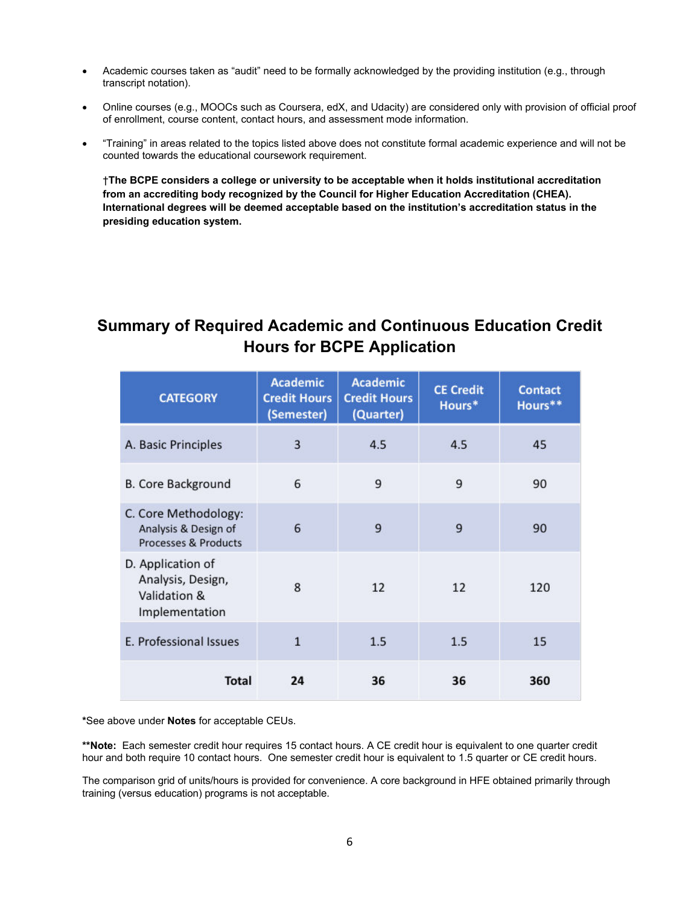- Academic courses taken as "audit" need to be formally acknowledged by the providing institution (e.g., through transcript notation).
- Online courses (e.g., MOOCs such as Coursera, edX, and Udacity) are considered only with provision of official proof of enrollment, course content, contact hours, and assessment mode information.
- "Training" in areas related to the topics listed above does not constitute formal academic experience and will not be counted towards the educational coursework requirement.

**†The BCPE considers a college or university to be acceptable when it holds institutional accreditation from an accrediting body recognized by the Council for Higher Education Accreditation (CHEA). International degrees will be deemed acceptable based on the institution's accreditation status in the presiding education system.**

## Summary of Required Academic and Continuous Education Credit Hours for BCPE Application

| CATEGORY | Academic Credit Hours (Semester) | Academic Credit Hours (Quarter) | CE Credit Hours* | Contact Hours** |
|---|---|---|---|---|
| A. Basic Principles | 3 | 4.5 | 4.5 | 45 |
| B. Core Background | 6 | 9 | 9 | 90 |
| C. Core Methodology: Analysis & Design of Processes & Products | 6 | 9 | 9 | 90 |
| D. Application of Analysis, Design, Validation & Implementation | 8 | 12 | 12 | 120 |
| E. Professional Issues | 1 | 1.5 | 1.5 | 15 |
| **Total** | **24** | **36** | **36** | **360** |

*See above under **Notes** for acceptable CEUs.

****Note:** Each semester credit hour requires 15 contact hours. A CE credit hour is equivalent to one quarter credit hour and both require 10 contact hours. One semester credit hour is equivalent to 1.5 quarter or CE credit hours.

The comparison grid of units/hours is provided for convenience. A core background in HFE obtained primarily through training (versus education) programs is not acceptable.